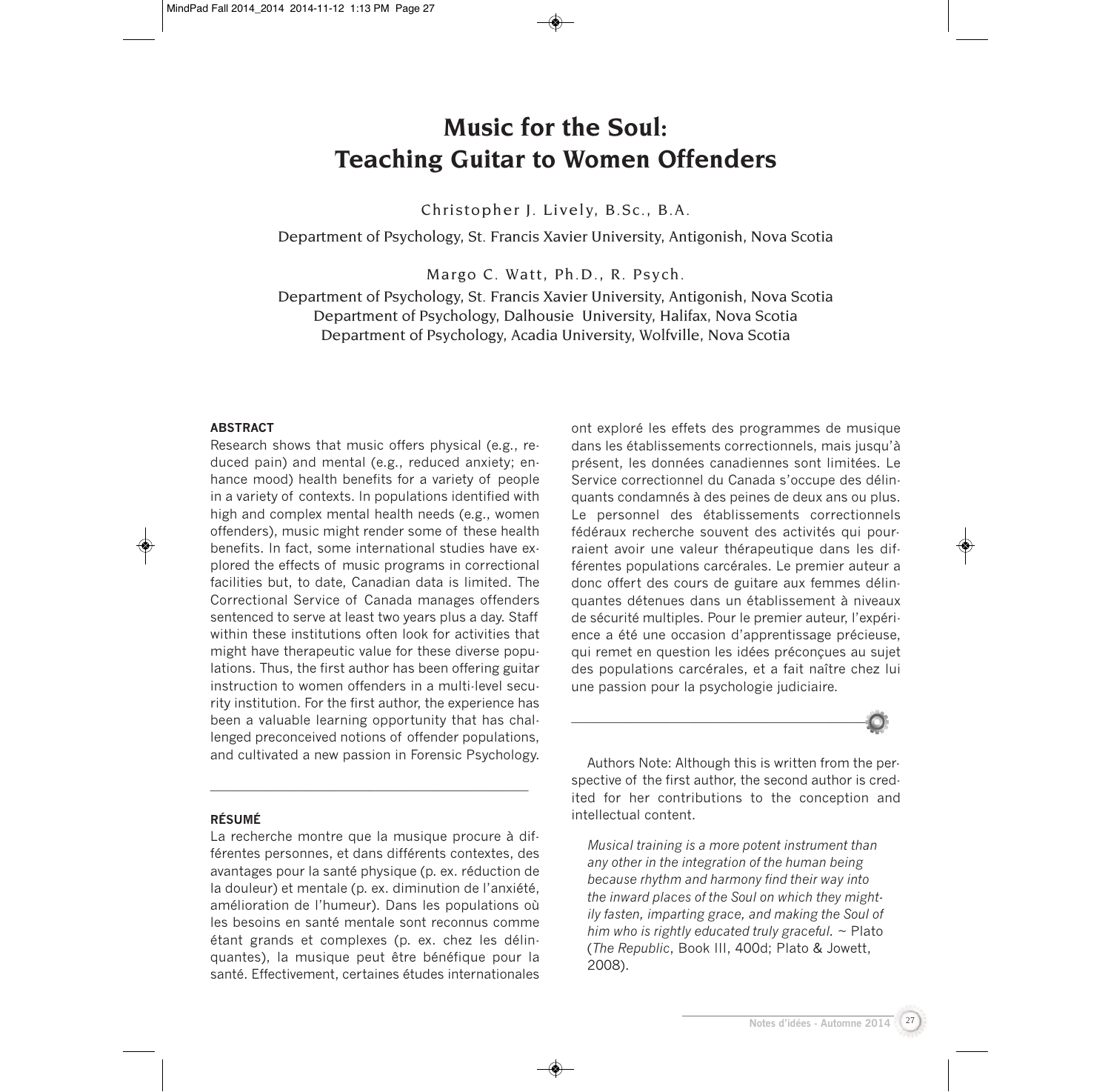# Music for the Soul: Teaching Guitar to Women Offenders

Christopher J. Lively, B.Sc., B.A.

Department of Psychology, St. Francis Xavier University, Antigonish, Nova Scotia

Margo C. Watt, Ph.D., R. Psych.

Department of Psychology, St. Francis Xavier University, Antigonish, Nova Scotia
Department of Psychology, Dalhousie University, Halifax, Nova Scotia
Department of Psychology, Acadia University, Wolfville, Nova Scotia

## ABSTRACT

Research shows that music offers physical (e.g., reduced pain) and mental (e.g., reduced anxiety; enhance mood) health benefits for a variety of people in a variety of contexts. In populations identified with high and complex mental health needs (e.g., women offenders), music might render some of these health benefits. In fact, some international studies have explored the effects of music programs in correctional facilities but, to date, Canadian data is limited. The Correctional Service of Canada manages offenders sentenced to serve at least two years plus a day. Staff within these institutions often look for activities that might have therapeutic value for these diverse populations. Thus, the first author has been offering guitar instruction to women offenders in a multi-level security institution. For the first author, the experience has been a valuable learning opportunity that has challenged preconceived notions of offender populations, and cultivated a new passion in Forensic Psychology.

## RÉSUMÉ

La recherche montre que la musique procure à différentes personnes, et dans différents contextes, des avantages pour la santé physique (p. ex. réduction de la douleur) et mentale (p. ex. diminution de l'anxiété, amélioration de l'humeur). Dans les populations où les besoins en santé mentale sont reconnus comme étant grands et complexes (p. ex. chez les délinquantes), la musique peut être bénéfique pour la santé. Effectivement, certaines études internationales ont exploré les effets des programmes de musique dans les établissements correctionnels, mais jusqu'à présent, les données canadiennes sont limitées. Le Service correctionnel du Canada s'occupe des délinquants condamnés à des peines de deux ans ou plus. Le personnel des établissements correctionnels fédéraux recherche souvent des activités qui pourraient avoir une valeur thérapeutique dans les différentes populations carcérales. Le premier auteur a donc offert des cours de guitare aux femmes délinquantes détenues dans un établissement à niveaux de sécurité multiples. Pour le premier auteur, l'expérience a été une occasion d'apprentissage précieuse, qui remet en question les idées préconçues au sujet des populations carcérales, et a fait naître chez lui une passion pour la psychologie judiciaire.

---

Authors Note: Although this is written from the perspective of the first author, the second author is credited for her contributions to the conception and intellectual content.

> *Musical training is a more potent instrument than any other in the integration of the human being because rhythm and harmony find their way into the inward places of the Soul on which they mightily fasten, imparting grace, and making the Soul of him who is rightly educated truly graceful.* ~ Plato (*The Republic*, Book III, 400d; Plato & Jowett, 2008).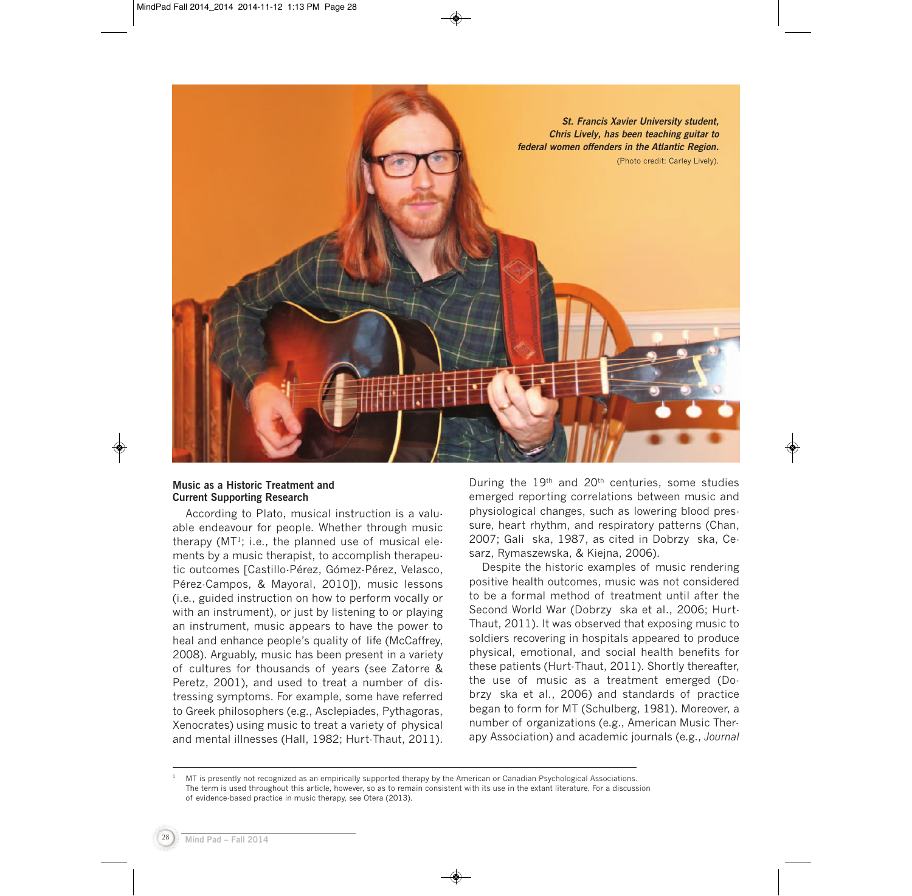*St. Francis Xavier University student, Chris Lively, has been teaching guitar to federal women offenders in the Atlantic Region.*
(Photo credit: Carley Lively).

### Music as a Historic Treatment and Current Supporting Research

According to Plato, musical instruction is a valuable endeavour for people. Whether through music therapy (MT[1]; i.e., the planned use of musical elements by a music therapist, to accomplish therapeutic outcomes [Castillo-Pérez, Gómez-Pérez, Velasco, Pérez-Campos, & Mayoral, 2010]), music lessons (i.e., guided instruction on how to perform vocally or with an instrument), or just by listening to or playing an instrument, music appears to have the power to heal and enhance people's quality of life (McCaffrey, 2008). Arguably, music has been present in a variety of cultures for thousands of years (see Zatorre & Peretz, 2001), and used to treat a number of distressing symptoms. For example, some have referred to Greek philosophers (e.g., Asclepiades, Pythagoras, Xenocrates) using music to treat a variety of physical and mental illnesses (Hall, 1982; Hurt-Thaut, 2011). During the 19th and 20th centuries, some studies emerged reporting correlations between music and physiological changes, such as lowering blood pressure, heart rhythm, and respiratory patterns (Chan, 2007; Gali ska, 1987, as cited in Dobrzy ska, Cesarz, Rymaszewska, & Kiejna, 2006).

Despite the historic examples of music rendering positive health outcomes, music was not considered to be a formal method of treatment until after the Second World War (Dobrzy ska et al., 2006; Hurt-Thaut, 2011). It was observed that exposing music to soldiers recovering in hospitals appeared to produce physical, emotional, and social health benefits for these patients (Hurt-Thaut, 2011). Shortly thereafter, the use of music as a treatment emerged (Dobrzy ska et al., 2006) and standards of practice began to form for MT (Schulberg, 1981). Moreover, a number of organizations (e.g., American Music Therapy Association) and academic journals (e.g., *Journal*

---

[1] MT is presently not recognized as an empirically supported therapy by the American or Canadian Psychological Associations. The term is used throughout this article, however, so as to remain consistent with its use in the extant literature. For a discussion of evidence-based practice in music therapy, see Otera (2013).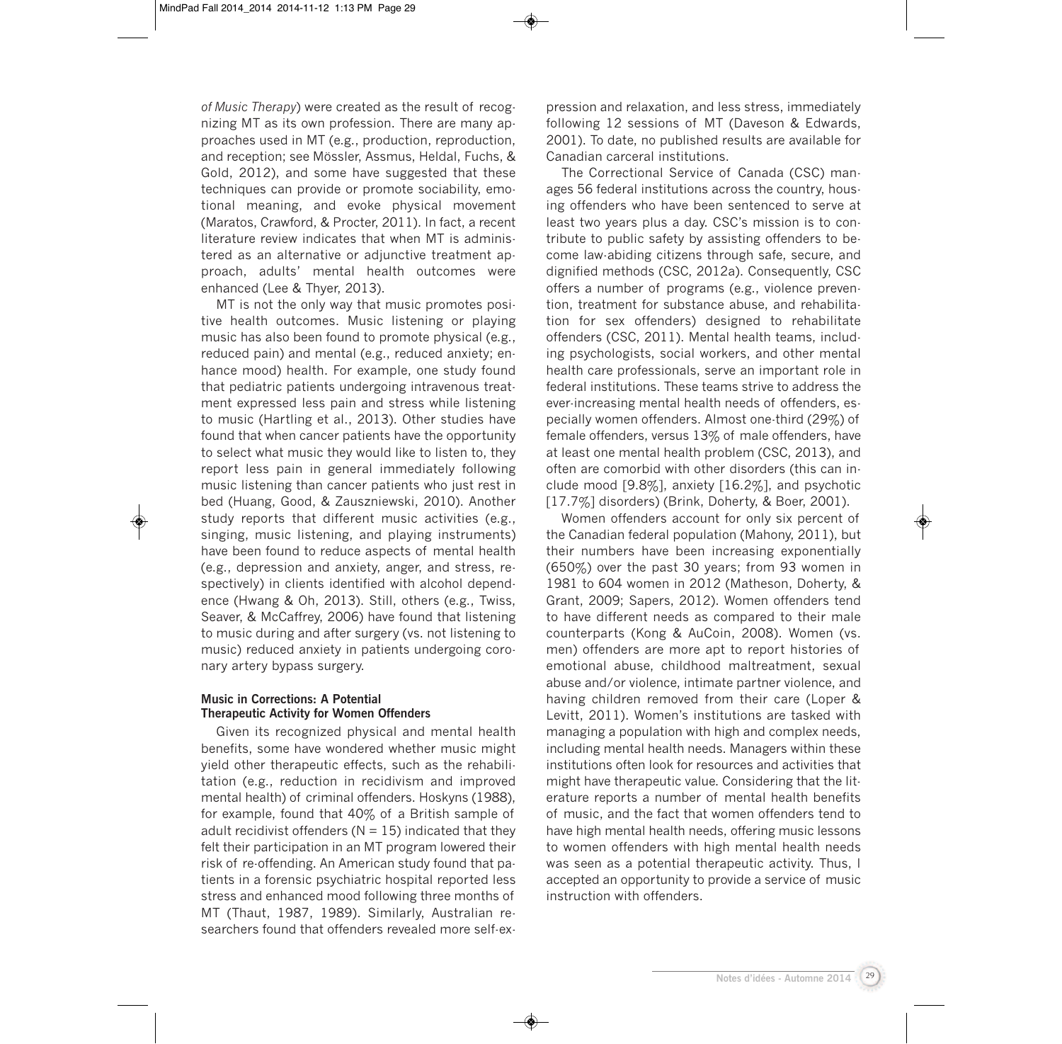*of Music Therapy*) were created as the result of recognizing MT as its own profession. There are many approaches used in MT (e.g., production, reproduction, and reception; see Mössler, Assmus, Heldal, Fuchs, & Gold, 2012), and some have suggested that these techniques can provide or promote sociability, emotional meaning, and evoke physical movement (Maratos, Crawford, & Procter, 2011). In fact, a recent literature review indicates that when MT is administered as an alternative or adjunctive treatment approach, adults' mental health outcomes were enhanced (Lee & Thyer, 2013).

MT is not the only way that music promotes positive health outcomes. Music listening or playing music has also been found to promote physical (e.g., reduced pain) and mental (e.g., reduced anxiety; enhance mood) health. For example, one study found that pediatric patients undergoing intravenous treatment expressed less pain and stress while listening to music (Hartling et al., 2013). Other studies have found that when cancer patients have the opportunity to select what music they would like to listen to, they report less pain in general immediately following music listening than cancer patients who just rest in bed (Huang, Good, & Zauszniewski, 2010). Another study reports that different music activities (e.g., singing, music listening, and playing instruments) have been found to reduce aspects of mental health (e.g., depression and anxiety, anger, and stress, respectively) in clients identified with alcohol dependence (Hwang & Oh, 2013). Still, others (e.g., Twiss, Seaver, & McCaffrey, 2006) have found that listening to music during and after surgery (vs. not listening to music) reduced anxiety in patients undergoing coronary artery bypass surgery.

### Music in Corrections: A Potential Therapeutic Activity for Women Offenders

Given its recognized physical and mental health benefits, some have wondered whether music might yield other therapeutic effects, such as the rehabilitation (e.g., reduction in recidivism and improved mental health) of criminal offenders. Hoskyns (1988), for example, found that 40% of a British sample of adult recidivist offenders ($N = 15$) indicated that they felt their participation in an MT program lowered their risk of re-offending. An American study found that patients in a forensic psychiatric hospital reported less stress and enhanced mood following three months of MT (Thaut, 1987, 1989). Similarly, Australian researchers found that offenders revealed more self-expression and relaxation, and less stress, immediately following 12 sessions of MT (Daveson & Edwards, 2001). To date, no published results are available for Canadian carceral institutions.

The Correctional Service of Canada (CSC) manages 56 federal institutions across the country, housing offenders who have been sentenced to serve at least two years plus a day. CSC's mission is to contribute to public safety by assisting offenders to become law-abiding citizens through safe, secure, and dignified methods (CSC, 2012a). Consequently, CSC offers a number of programs (e.g., violence prevention, treatment for substance abuse, and rehabilitation for sex offenders) designed to rehabilitate offenders (CSC, 2011). Mental health teams, including psychologists, social workers, and other mental health care professionals, serve an important role in federal institutions. These teams strive to address the ever-increasing mental health needs of offenders, especially women offenders. Almost one-third (29%) of female offenders, versus 13% of male offenders, have at least one mental health problem (CSC, 2013), and often are comorbid with other disorders (this can include mood [9.8%], anxiety [16.2%], and psychotic [17.7%] disorders) (Brink, Doherty, & Boer, 2001).

Women offenders account for only six percent of the Canadian federal population (Mahony, 2011), but their numbers have been increasing exponentially (650%) over the past 30 years; from 93 women in 1981 to 604 women in 2012 (Matheson, Doherty, & Grant, 2009; Sapers, 2012). Women offenders tend to have different needs as compared to their male counterparts (Kong & AuCoin, 2008). Women (vs. men) offenders are more apt to report histories of emotional abuse, childhood maltreatment, sexual abuse and/or violence, intimate partner violence, and having children removed from their care (Loper & Levitt, 2011). Women's institutions are tasked with managing a population with high and complex needs, including mental health needs. Managers within these institutions often look for resources and activities that might have therapeutic value. Considering that the literature reports a number of mental health benefits of music, and the fact that women offenders tend to have high mental health needs, offering music lessons to women offenders with high mental health needs was seen as a potential therapeutic activity. Thus, I accepted an opportunity to provide a service of music instruction with offenders.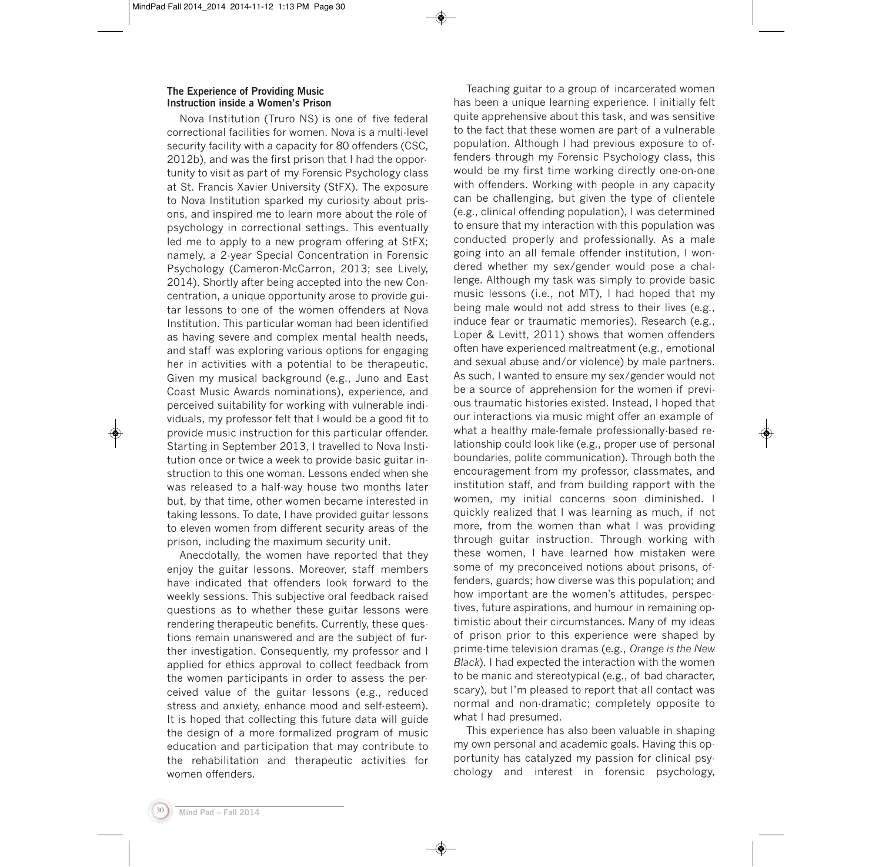**The Experience of Providing Music Instruction inside a Women's Prison**

Nova Institution (Truro NS) is one of five federal correctional facilities for women. Nova is a multi-level security facility with a capacity for 80 offenders (CSC, 2012b), and was the first prison that I had the opportunity to visit as part of my Forensic Psychology class at St. Francis Xavier University (StFX). The exposure to Nova Institution sparked my curiosity about prisons, and inspired me to learn more about the role of psychology in correctional settings. This eventually led me to apply to a new program offering at StFX; namely, a 2-year Special Concentration in Forensic Psychology (Cameron-McCarron, 2013; see Lively, 2014). Shortly after being accepted into the new Concentration, a unique opportunity arose to provide guitar lessons to one of the women offenders at Nova Institution. This particular woman had been identified as having severe and complex mental health needs, and staff was exploring various options for engaging her in activities with a potential to be therapeutic. Given my musical background (e.g., Juno and East Coast Music Awards nominations), experience, and perceived suitability for working with vulnerable individuals, my professor felt that I would be a good fit to provide music instruction for this particular offender. Starting in September 2013, I travelled to Nova Institution once or twice a week to provide basic guitar instruction to this one woman. Lessons ended when she was released to a half-way house two months later but, by that time, other women became interested in taking lessons. To date, I have provided guitar lessons to eleven women from different security areas of the prison, including the maximum security unit.

Anecdotally, the women have reported that they enjoy the guitar lessons. Moreover, staff members have indicated that offenders look forward to the weekly sessions. This subjective oral feedback raised questions as to whether these guitar lessons were rendering therapeutic benefits. Currently, these questions remain unanswered and are the subject of further investigation. Consequently, my professor and I applied for ethics approval to collect feedback from the women participants in order to assess the perceived value of the guitar lessons (e.g., reduced stress and anxiety, enhance mood and self-esteem). It is hoped that collecting this future data will guide the design of a more formalized program of music education and participation that may contribute to the rehabilitation and therapeutic activities for women offenders.

Teaching guitar to a group of incarcerated women has been a unique learning experience. I initially felt quite apprehensive about this task, and was sensitive to the fact that these women are part of a vulnerable population. Although I had previous exposure to offenders through my Forensic Psychology class, this would be my first time working directly one-on-one with offenders. Working with people in any capacity can be challenging, but given the type of clientele (e.g., clinical offending population), I was determined to ensure that my interaction with this population was conducted properly and professionally. As a male going into an all female offender institution, I wondered whether my sex/gender would pose a challenge. Although my task was simply to provide basic music lessons (i.e., not MT), I had hoped that my being male would not add stress to their lives (e.g., induce fear or traumatic memories). Research (e.g., Loper & Levitt, 2011) shows that women offenders often have experienced maltreatment (e.g., emotional and sexual abuse and/or violence) by male partners. As such, I wanted to ensure my sex/gender would not be a source of apprehension for the women if previous traumatic histories existed. Instead, I hoped that our interactions via music might offer an example of what a healthy male-female professionally-based relationship could look like (e.g., proper use of personal boundaries, polite communication). Through both the encouragement from my professor, classmates, and institution staff, and from building rapport with the women, my initial concerns soon diminished. I quickly realized that I was learning as much, if not more, from the women than what I was providing through guitar instruction. Through working with these women, I have learned how mistaken were some of my preconceived notions about prisons, offenders, guards; how diverse was this population; and how important are the women's attitudes, perspectives, future aspirations, and humour in remaining optimistic about their circumstances. Many of my ideas of prison prior to this experience were shaped by prime-time television dramas (e.g., *Orange is the New Black*). I had expected the interaction with the women to be manic and stereotypical (e.g., of bad character, scary), but I'm pleased to report that all contact was normal and non-dramatic; completely opposite to what I had presumed.

This experience has also been valuable in shaping my own personal and academic goals. Having this opportunity has catalyzed my passion for clinical psychology and interest in forensic psychology,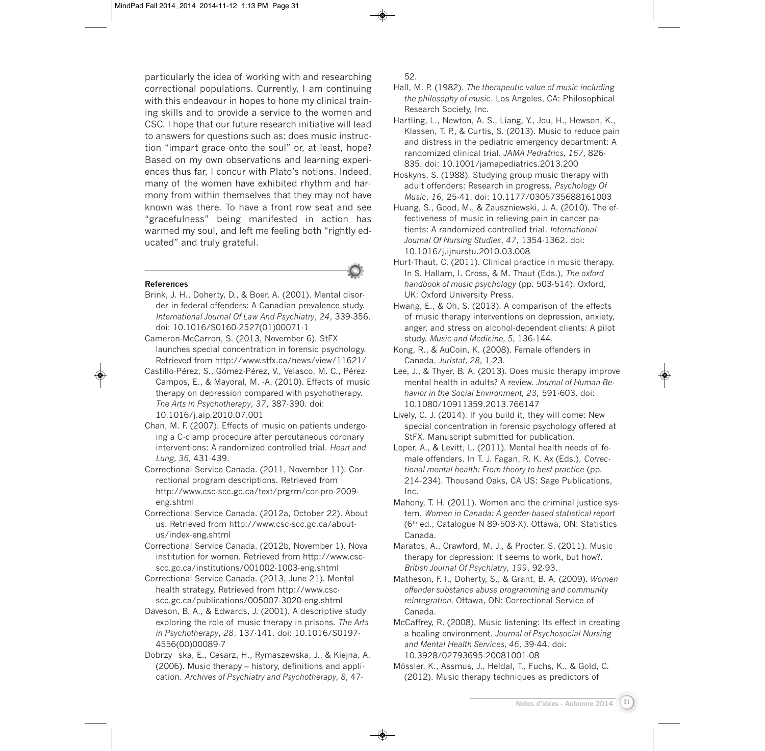particularly the idea of working with and researching correctional populations. Currently, I am continuing with this endeavour in hopes to hone my clinical training skills and to provide a service to the women and CSC. I hope that our future research initiative will lead to answers for questions such as: does music instruction "impart grace onto the soul" or, at least, hope? Based on my own observations and learning experiences thus far, I concur with Plato's notions. Indeed, many of the women have exhibited rhythm and harmony from within themselves that they may not have known was there. To have a front row seat and see "gracefulness" being manifested in action has warmed my soul, and left me feeling both "rightly educated" and truly grateful.

## References

Brink, J. H., Doherty, D., & Boer, A. (2001). Mental disorder in federal offenders: A Canadian prevalence study. *International Journal Of Law And Psychiatry*, *24*, 339-356. doi: 10.1016/S0160-2527(01)00071-1

Cameron-McCarron, S. (2013, November 6). StFX launches special concentration in forensic psychology. Retrieved from http://www.stfx.ca/news/view/11621/

Castillo-Pérez, S., Gómez-Pérez, V., Velasco, M. C., Pérez-Campos, E., & Mayoral, M. -A. (2010). Effects of music therapy on depression compared with psychotherapy. *The Arts in Psychotherapy*, *37*, 387-390. doi: 10.1016/j.aip.2010.07.001

Chan, M. F. (2007). Effects of music on patients undergoing a C-clamp procedure after percutaneous coronary interventions: A randomized controlled trial. *Heart and Lung, 36,* 431-439.

Correctional Service Canada. (2011, November 11). Correctional program descriptions. Retrieved from http://www.csc-scc.gc.ca/text/prgrm/cor-pro-2009-eng.shtml

Correctional Service Canada. (2012a, October 22). About us. Retrieved from http://www.csc-scc.gc.ca/about-us/index-eng.shtml

Correctional Service Canada. (2012b, November 1). Nova institution for women. Retrieved from http://www.csc-scc.gc.ca/institutions/001002-1003-eng.shtml

Correctional Service Canada. (2013, June 21). Mental health strategy. Retrieved from http://www.csc-scc.gc.ca/publications/005007-3020-eng.shtml

Daveson, B. A., & Edwards, J. (2001). A descriptive study exploring the role of music therapy in prisons. *The Arts in Psychotherapy*, *28*, 137-141. doi: 10.1016/S0197-4556(00)00089-7

Dobrzy ska, E., Cesarz, H., Rymaszewska, J., & Kiejna, A. (2006). Music therapy – history, definitions and application. *Archives of Psychiatry and Psychotherapy, 8,* 47-52.

Hall, M. P. (1982). *The therapeutic value of music including the philosophy of music*. Los Angeles, CA: Philosophical Research Society, Inc.

Hartling, L., Newton, A. S., Liang, Y., Jou, H., Hewson, K., Klassen, T. P., & Curtis, S. (2013). Music to reduce pain and distress in the pediatric emergency department: A randomized clinical trial. *JAMA Pediatrics, 167,* 826-835. doi: 10.1001/jamapediatrics.2013.200

Hoskyns, S. (1988). Studying group music therapy with adult offenders: Research in progress. *Psychology Of Music*, *16*, 25-41. doi: 10.1177/0305735688161003

Huang, S., Good, M., & Zauszniewski, J. A. (2010). The effectiveness of music in relieving pain in cancer patients: A randomized controlled trial. *International Journal Of Nursing Studies*, *47*, 1354-1362. doi: 10.1016/j.ijnurstu.2010.03.008

Hurt-Thaut, C. (2011). Clinical practice in music therapy. In S. Hallam, I. Cross, & M. Thaut (Eds.), *The oxford handbook of music psychology* (pp. 503-514). Oxford, UK: Oxford University Press.

Hwang, E., & Oh, S. (2013). A comparison of the effects of music therapy interventions on depression, anxiety, anger, and stress on alcohol-dependent clients: A pilot study. *Music and Medicine, 5,* 136-144.

Kong, R., & AuCoin, K. (2008). Female offenders in Canada. *Juristat, 28,* 1-23.

Lee, J., & Thyer, B. A. (2013). Does music therapy improve mental health in adults? A review. *Journal of Human Behavior in the Social Environment, 23,* 591-603. doi: 10.1080/10911359.2013.766147

Lively, C. J. (2014). If you build it, they will come: New special concentration in forensic psychology offered at StFX. Manuscript submitted for publication.

Loper, A., & Levitt, L. (2011). Mental health needs of female offenders. In T. J. Fagan, R. K. Ax (Eds.), *Correctional mental health: From theory to best practice* (pp. 214-234). Thousand Oaks, CA US: Sage Publications, Inc.

Mahony, T. H. (2011). Women and the criminal justice system. *Women in Canada: A gender-based statistical report* (6th ed., Catalogue N 89-503-X). Ottawa, ON: Statistics Canada.

Maratos, A., Crawford, M. J., & Procter, S. (2011). Music therapy for depression: It seems to work, but how?. *British Journal Of Psychiatry*, *199*, 92-93.

Matheson, F. I., Doherty, S., & Grant, B. A. (2009). *Women offender substance abuse programming and community reintegration.* Ottawa, ON: Correctional Service of Canada.

McCaffrey, R. (2008). Music listening: Its effect in creating a healing environment. *Journal of Psychosocial Nursing and Mental Health Services, 46,* 39-44. doi: 10.3928/02793695-20081001-08

Mössler, K., Assmus, J., Heldal, T., Fuchs, K., & Gold, C. (2012). Music therapy techniques as predictors of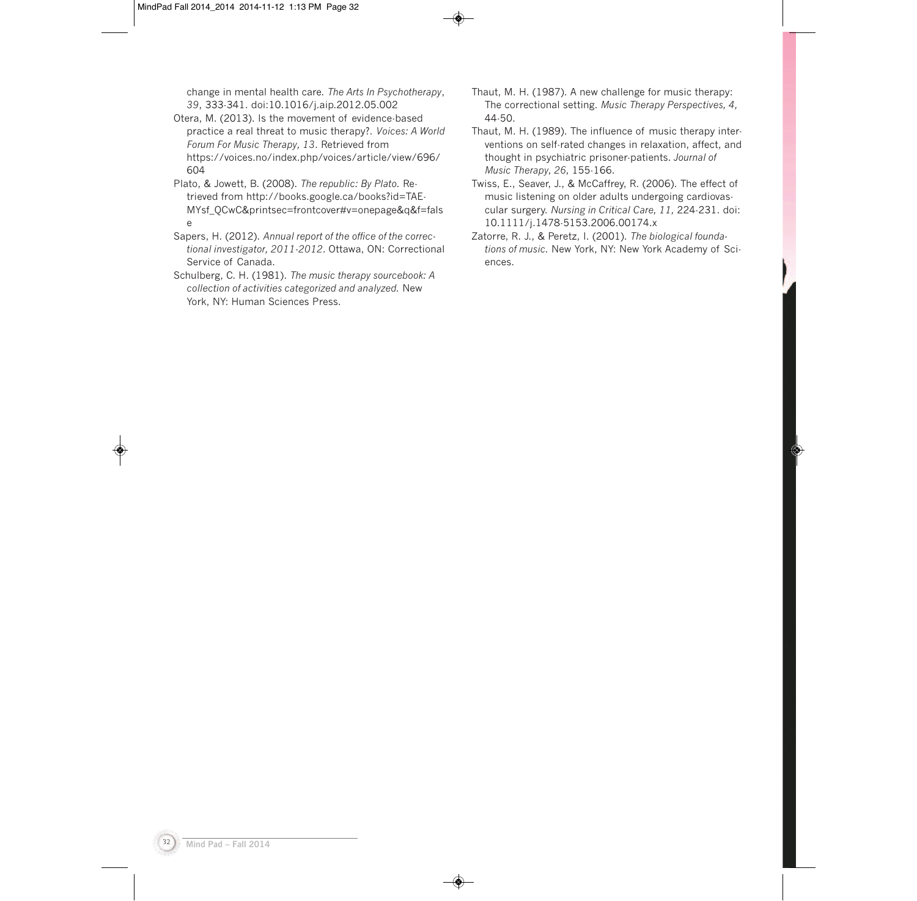change in mental health care. *The Arts In Psychotherapy*, *39*, 333-341. doi:10.1016/j.aip.2012.05.002

Otera, M. (2013). Is the movement of evidence-based practice a real threat to music therapy?. *Voices: A World Forum For Music Therapy, 13*. Retrieved from https://voices.no/index.php/voices/article/view/696/604

Plato, & Jowett, B. (2008). *The republic: By Plato.* Retrieved from http://books.google.ca/books?id=TAE-MYsf_QCwC&printsec=frontcover#v=onepage&q&f=false

Sapers, H. (2012). *Annual report of the office of the correctional investigator, 2011-2012*. Ottawa, ON: Correctional Service of Canada.

Schulberg, C. H. (1981). *The music therapy sourcebook: A collection of activities categorized and analyzed.* New York, NY: Human Sciences Press.

Thaut, M. H. (1987). A new challenge for music therapy: The correctional setting. *Music Therapy Perspectives, 4,* 44-50.

Thaut, M. H. (1989). The influence of music therapy interventions on self-rated changes in relaxation, affect, and thought in psychiatric prisoner-patients. *Journal of Music Therapy, 26,* 155-166.

Twiss, E., Seaver, J., & McCaffrey, R. (2006). The effect of music listening on older adults undergoing cardiovascular surgery. *Nursing in Critical Care, 11,* 224-231. doi: 10.1111/j.1478-5153.2006.00174.x

Zatorre, R. J., & Peretz, I. (2001). *The biological foundations of music*. New York, NY: New York Academy of Sciences.